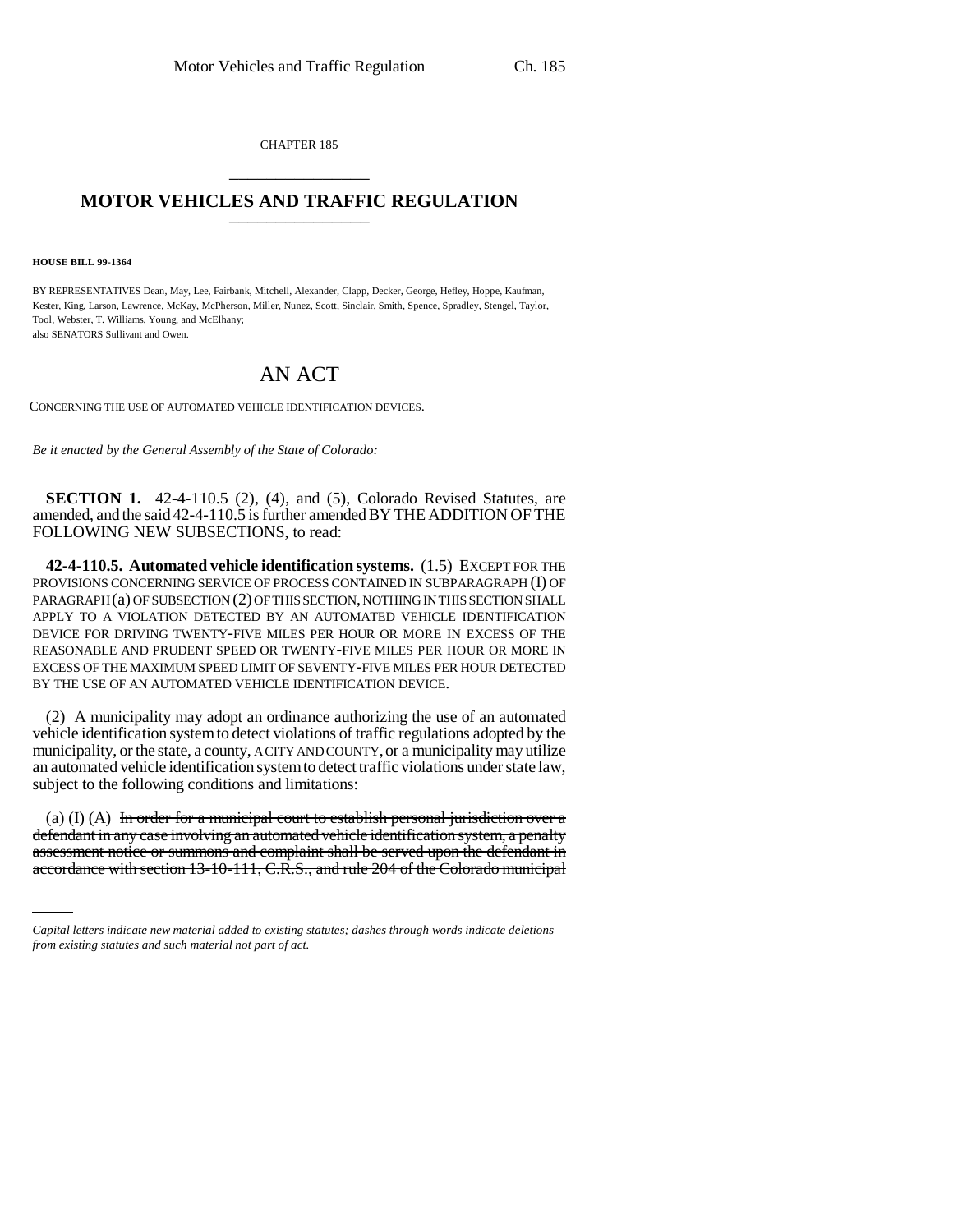CHAPTER 185

# MOTOR VEHICLES AND TRAFFIC REGULATION

**HOUSE BILL 99-1364**

BY REPRESENTATIVES Dean, May, Lee, Fairbank, Mitchell, Alexander, Clapp, Decker, George, Hefley, Hoppe, Kaufman, Kester, King, Larson, Lawrence, McKay, McPherson, Miller, Nunez, Scott, Sinclair, Smith, Spence, Spradley, Stengel, Taylor, Tool, Webster, T. Williams, Young, and McElhany;
also SENATORS Sullivant and Owen.

# AN ACT

CONCERNING THE USE OF AUTOMATED VEHICLE IDENTIFICATION DEVICES.

*Be it enacted by the General Assembly of the State of Colorado:*

**SECTION 1.** 42-4-110.5 (2), (4), and (5), Colorado Revised Statutes, are amended, and the said 42-4-110.5 is further amended BY THE ADDITION OF THE FOLLOWING NEW SUBSECTIONS, to read:

**42-4-110.5. Automated vehicle identification systems.** (1.5) EXCEPT FOR THE PROVISIONS CONCERNING SERVICE OF PROCESS CONTAINED IN SUBPARAGRAPH (I) OF PARAGRAPH (a) OF SUBSECTION (2) OF THIS SECTION, NOTHING IN THIS SECTION SHALL APPLY TO A VIOLATION DETECTED BY AN AUTOMATED VEHICLE IDENTIFICATION DEVICE FOR DRIVING TWENTY-FIVE MILES PER HOUR OR MORE IN EXCESS OF THE REASONABLE AND PRUDENT SPEED OR TWENTY-FIVE MILES PER HOUR OR MORE IN EXCESS OF THE MAXIMUM SPEED LIMIT OF SEVENTY-FIVE MILES PER HOUR DETECTED BY THE USE OF AN AUTOMATED VEHICLE IDENTIFICATION DEVICE.

(2) A municipality may adopt an ordinance authorizing the use of an automated vehicle identification system to detect violations of traffic regulations adopted by the municipality, or the state, a county, A CITY AND COUNTY, or a municipality may utilize an automated vehicle identification system to detect traffic violations under state law, subject to the following conditions and limitations:

(a) (I) (A) ~~In order for a municipal court to establish personal jurisdiction over a defendant in any case involving an automated vehicle identification system, a penalty assessment notice or summons and complaint shall be served upon the defendant in accordance with section 13-10-111, C.R.S., and rule 204 of the Colorado municipal~~

*Capital letters indicate new material added to existing statutes; dashes through words indicate deletions from existing statutes and such material not part of act.*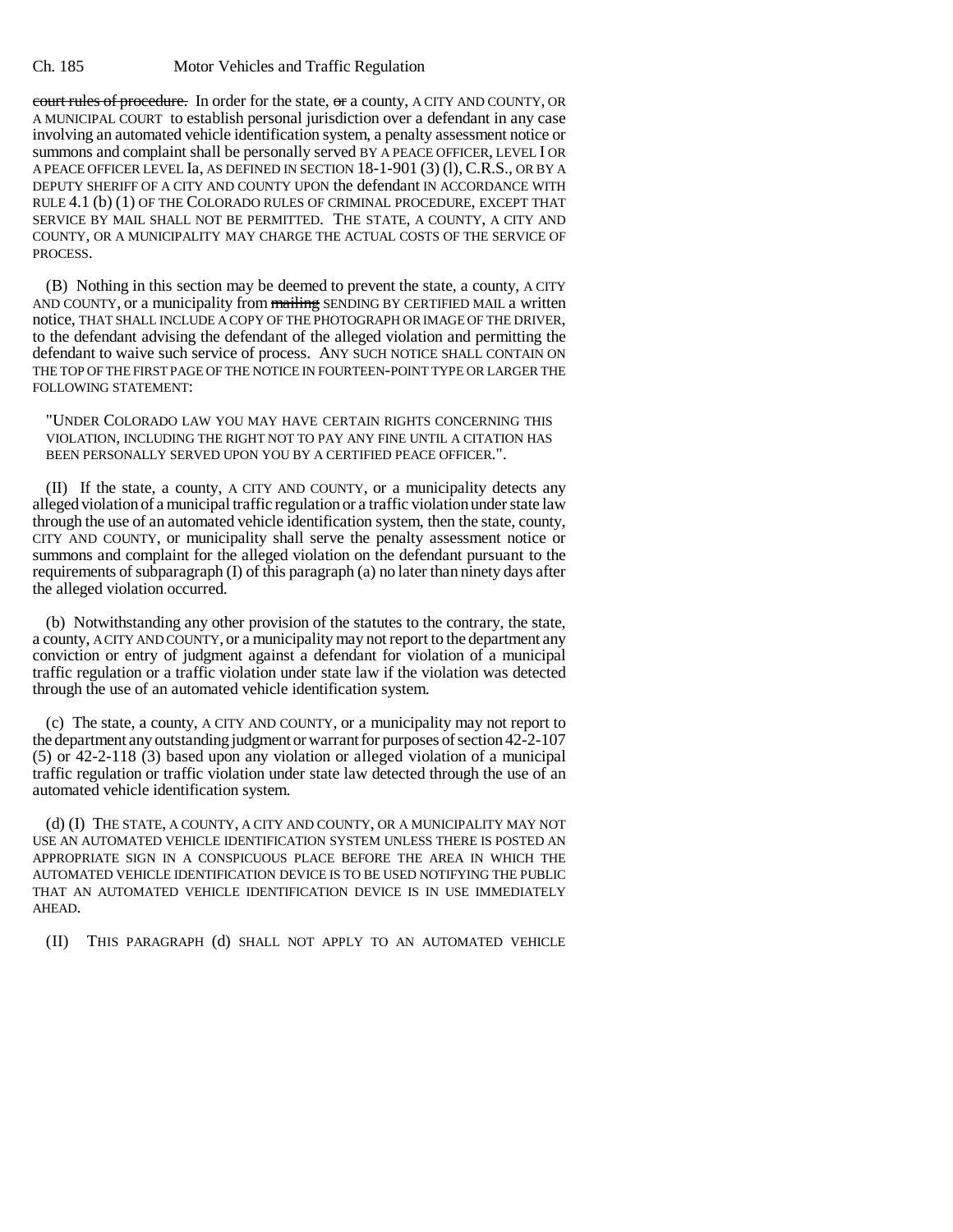court rules of procedure. In order for the state, or a county, A CITY AND COUNTY, OR A MUNICIPAL COURT to establish personal jurisdiction over a defendant in any case involving an automated vehicle identification system, a penalty assessment notice or summons and complaint shall be personally served BY A PEACE OFFICER, LEVEL I OR A PEACE OFFICER LEVEL Ia, AS DEFINED IN SECTION 18-1-901 (3) (l), C.R.S., OR BY A DEPUTY SHERIFF OF A CITY AND COUNTY UPON the defendant IN ACCORDANCE WITH RULE 4.1 (b) (1) OF THE COLORADO RULES OF CRIMINAL PROCEDURE, EXCEPT THAT SERVICE BY MAIL SHALL NOT BE PERMITTED. THE STATE, A COUNTY, A CITY AND COUNTY, OR A MUNICIPALITY MAY CHARGE THE ACTUAL COSTS OF THE SERVICE OF PROCESS.

(B) Nothing in this section may be deemed to prevent the state, a county, A CITY AND COUNTY, or a municipality from mailing SENDING BY CERTIFIED MAIL a written notice, THAT SHALL INCLUDE A COPY OF THE PHOTOGRAPH OR IMAGE OF THE DRIVER, to the defendant advising the defendant of the alleged violation and permitting the defendant to waive such service of process. ANY SUCH NOTICE SHALL CONTAIN ON THE TOP OF THE FIRST PAGE OF THE NOTICE IN FOURTEEN-POINT TYPE OR LARGER THE FOLLOWING STATEMENT:

"UNDER COLORADO LAW YOU MAY HAVE CERTAIN RIGHTS CONCERNING THIS VIOLATION, INCLUDING THE RIGHT NOT TO PAY ANY FINE UNTIL A CITATION HAS BEEN PERSONALLY SERVED UPON YOU BY A CERTIFIED PEACE OFFICER.".

(II) If the state, a county, A CITY AND COUNTY, or a municipality detects any alleged violation of a municipal traffic regulation or a traffic violation under state law through the use of an automated vehicle identification system, then the state, county, CITY AND COUNTY, or municipality shall serve the penalty assessment notice or summons and complaint for the alleged violation on the defendant pursuant to the requirements of subparagraph (I) of this paragraph (a) no later than ninety days after the alleged violation occurred.

(b) Notwithstanding any other provision of the statutes to the contrary, the state, a county, A CITY AND COUNTY, or a municipality may not report to the department any conviction or entry of judgment against a defendant for violation of a municipal traffic regulation or a traffic violation under state law if the violation was detected through the use of an automated vehicle identification system.

(c) The state, a county, A CITY AND COUNTY, or a municipality may not report to the department any outstanding judgment or warrant for purposes of section 42-2-107 (5) or 42-2-118 (3) based upon any violation or alleged violation of a municipal traffic regulation or traffic violation under state law detected through the use of an automated vehicle identification system.

(d) (I) THE STATE, A COUNTY, A CITY AND COUNTY, OR A MUNICIPALITY MAY NOT USE AN AUTOMATED VEHICLE IDENTIFICATION SYSTEM UNLESS THERE IS POSTED AN APPROPRIATE SIGN IN A CONSPICUOUS PLACE BEFORE THE AREA IN WHICH THE AUTOMATED VEHICLE IDENTIFICATION DEVICE IS TO BE USED NOTIFYING THE PUBLIC THAT AN AUTOMATED VEHICLE IDENTIFICATION DEVICE IS IN USE IMMEDIATELY AHEAD.

(II) THIS PARAGRAPH (d) SHALL NOT APPLY TO AN AUTOMATED VEHICLE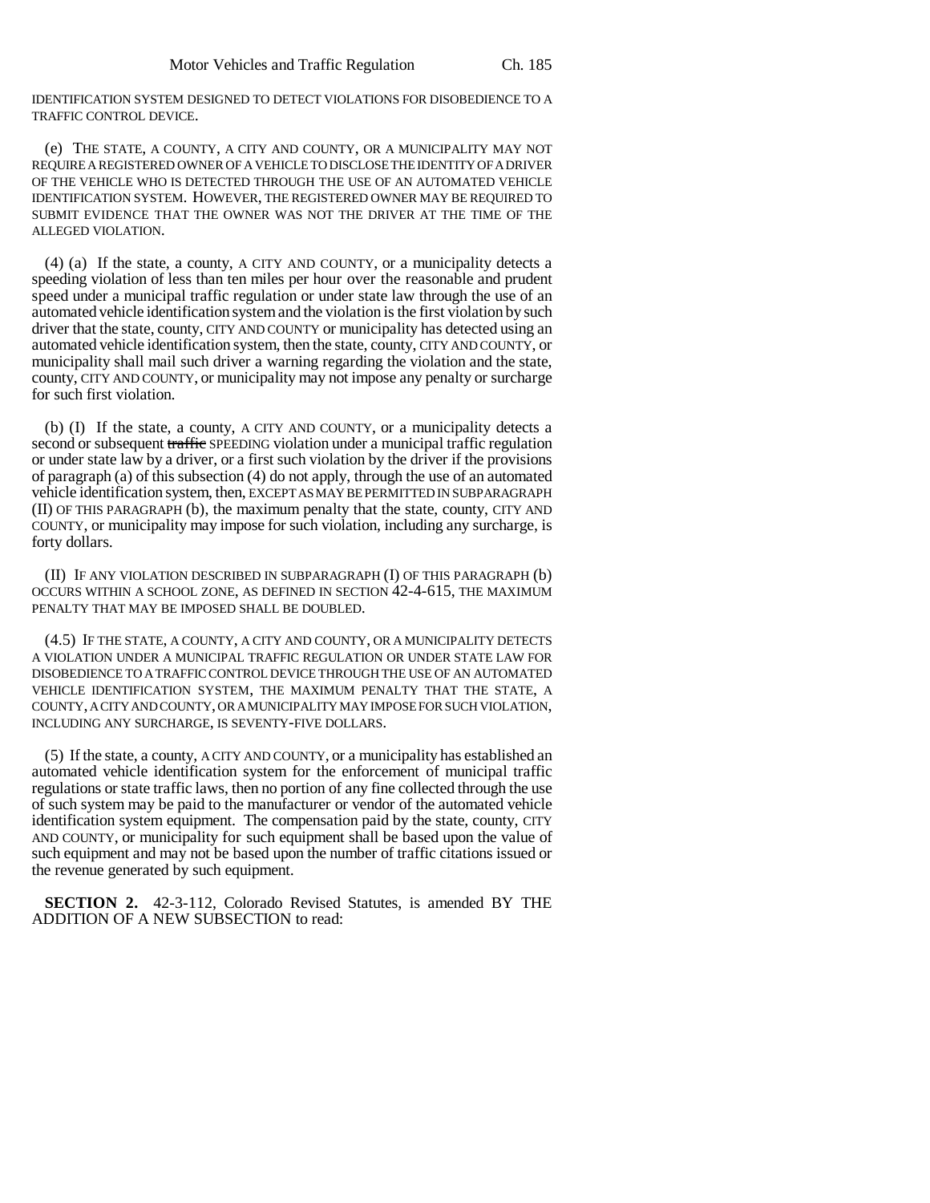IDENTIFICATION SYSTEM DESIGNED TO DETECT VIOLATIONS FOR DISOBEDIENCE TO A TRAFFIC CONTROL DEVICE.

(e) THE STATE, A COUNTY, A CITY AND COUNTY, OR A MUNICIPALITY MAY NOT REQUIRE A REGISTERED OWNER OF A VEHICLE TO DISCLOSE THE IDENTITY OF A DRIVER OF THE VEHICLE WHO IS DETECTED THROUGH THE USE OF AN AUTOMATED VEHICLE IDENTIFICATION SYSTEM. HOWEVER, THE REGISTERED OWNER MAY BE REQUIRED TO SUBMIT EVIDENCE THAT THE OWNER WAS NOT THE DRIVER AT THE TIME OF THE ALLEGED VIOLATION.

(4) (a) If the state, a county, A CITY AND COUNTY, or a municipality detects a speeding violation of less than ten miles per hour over the reasonable and prudent speed under a municipal traffic regulation or under state law through the use of an automated vehicle identification system and the violation is the first violation by such driver that the state, county, CITY AND COUNTY or municipality has detected using an automated vehicle identification system, then the state, county, CITY AND COUNTY, or municipality shall mail such driver a warning regarding the violation and the state, county, CITY AND COUNTY, or municipality may not impose any penalty or surcharge for such first violation.

(b) (I) If the state, a county, A CITY AND COUNTY, or a municipality detects a second or subsequent ~~traffic~~ SPEEDING violation under a municipal traffic regulation or under state law by a driver, or a first such violation by the driver if the provisions of paragraph (a) of this subsection (4) do not apply, through the use of an automated vehicle identification system, then, EXCEPT AS MAY BE PERMITTED IN SUBPARAGRAPH (II) OF THIS PARAGRAPH (b), the maximum penalty that the state, county, CITY AND COUNTY, or municipality may impose for such violation, including any surcharge, is forty dollars.

(II) IF ANY VIOLATION DESCRIBED IN SUBPARAGRAPH (I) OF THIS PARAGRAPH (b) OCCURS WITHIN A SCHOOL ZONE, AS DEFINED IN SECTION 42-4-615, THE MAXIMUM PENALTY THAT MAY BE IMPOSED SHALL BE DOUBLED.

(4.5) IF THE STATE, A COUNTY, A CITY AND COUNTY, OR A MUNICIPALITY DETECTS A VIOLATION UNDER A MUNICIPAL TRAFFIC REGULATION OR UNDER STATE LAW FOR DISOBEDIENCE TO A TRAFFIC CONTROL DEVICE THROUGH THE USE OF AN AUTOMATED VEHICLE IDENTIFICATION SYSTEM, THE MAXIMUM PENALTY THAT THE STATE, A COUNTY, A CITY AND COUNTY, OR A MUNICIPALITY MAY IMPOSE FOR SUCH VIOLATION, INCLUDING ANY SURCHARGE, IS SEVENTY-FIVE DOLLARS.

(5) If the state, a county, A CITY AND COUNTY, or a municipality has established an automated vehicle identification system for the enforcement of municipal traffic regulations or state traffic laws, then no portion of any fine collected through the use of such system may be paid to the manufacturer or vendor of the automated vehicle identification system equipment. The compensation paid by the state, county, CITY AND COUNTY, or municipality for such equipment shall be based upon the value of such equipment and may not be based upon the number of traffic citations issued or the revenue generated by such equipment.

**SECTION 2.** 42-3-112, Colorado Revised Statutes, is amended BY THE ADDITION OF A NEW SUBSECTION to read: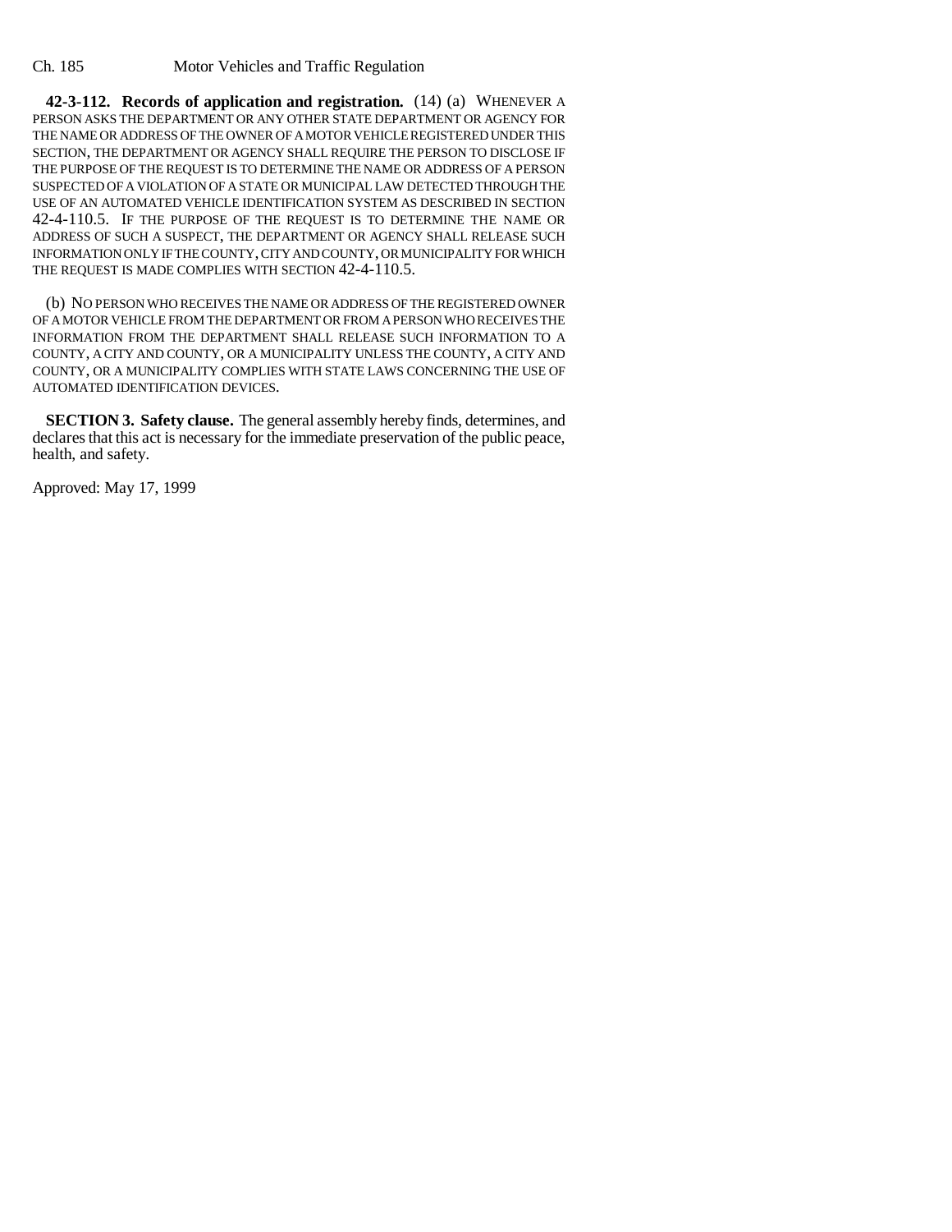**42-3-112. Records of application and registration.** (14) (a) WHENEVER A PERSON ASKS THE DEPARTMENT OR ANY OTHER STATE DEPARTMENT OR AGENCY FOR THE NAME OR ADDRESS OF THE OWNER OF A MOTOR VEHICLE REGISTERED UNDER THIS SECTION, THE DEPARTMENT OR AGENCY SHALL REQUIRE THE PERSON TO DISCLOSE IF THE PURPOSE OF THE REQUEST IS TO DETERMINE THE NAME OR ADDRESS OF A PERSON SUSPECTED OF A VIOLATION OF A STATE OR MUNICIPAL LAW DETECTED THROUGH THE USE OF AN AUTOMATED VEHICLE IDENTIFICATION SYSTEM AS DESCRIBED IN SECTION 42-4-110.5. IF THE PURPOSE OF THE REQUEST IS TO DETERMINE THE NAME OR ADDRESS OF SUCH A SUSPECT, THE DEPARTMENT OR AGENCY SHALL RELEASE SUCH INFORMATION ONLY IF THE COUNTY, CITY AND COUNTY, OR MUNICIPALITY FOR WHICH THE REQUEST IS MADE COMPLIES WITH SECTION 42-4-110.5.

(b) NO PERSON WHO RECEIVES THE NAME OR ADDRESS OF THE REGISTERED OWNER OF A MOTOR VEHICLE FROM THE DEPARTMENT OR FROM A PERSON WHO RECEIVES THE INFORMATION FROM THE DEPARTMENT SHALL RELEASE SUCH INFORMATION TO A COUNTY, A CITY AND COUNTY, OR A MUNICIPALITY UNLESS THE COUNTY, A CITY AND COUNTY, OR A MUNICIPALITY COMPLIES WITH STATE LAWS CONCERNING THE USE OF AUTOMATED IDENTIFICATION DEVICES.

**SECTION 3. Safety clause.** The general assembly hereby finds, determines, and declares that this act is necessary for the immediate preservation of the public peace, health, and safety.

Approved: May 17, 1999